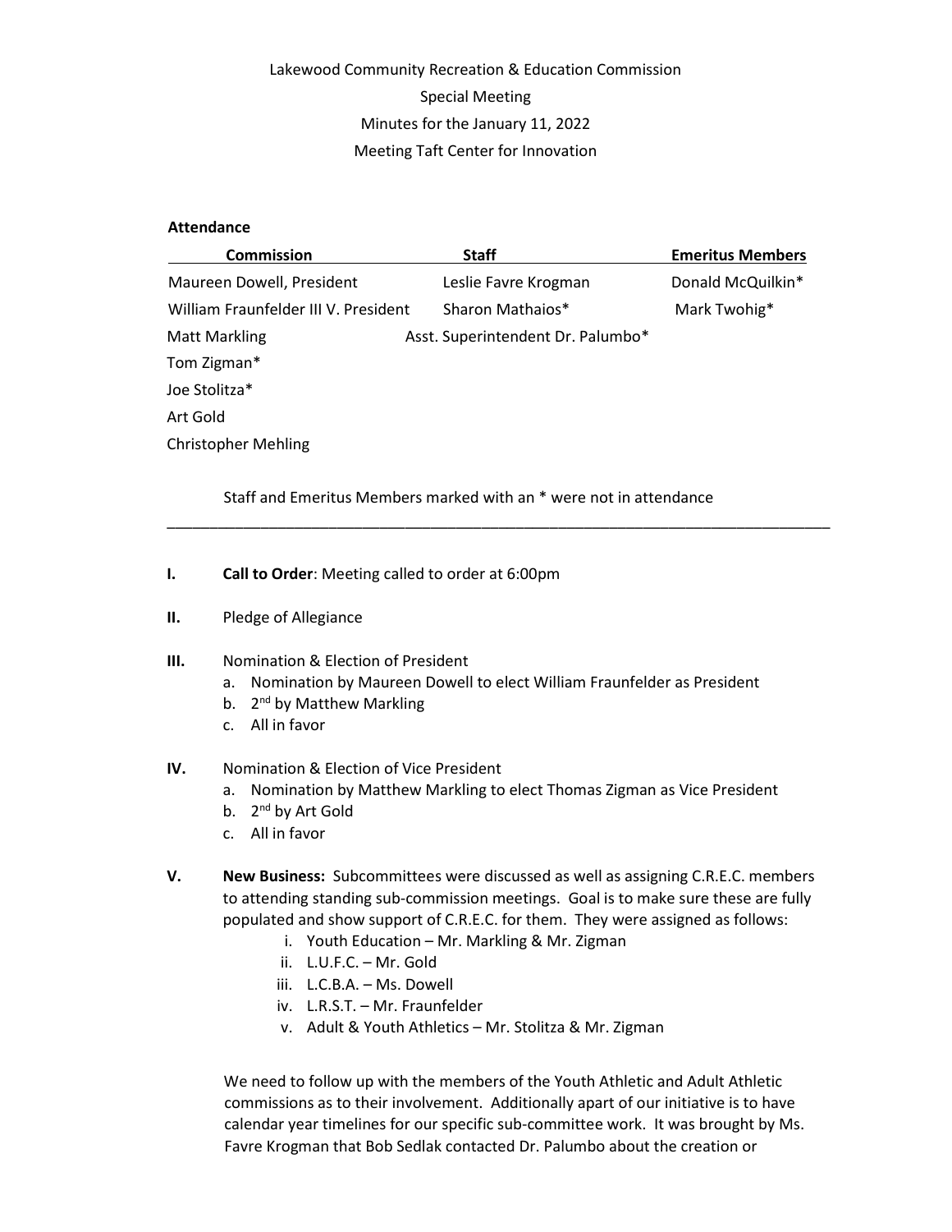Lakewood Community Recreation & Education Commission

Special Meeting

Minutes for the January 11, 2022

Meeting Taft Center for Innovation

**Attendance**

| Commission | Staff | Emeritus Members |
|---|---|---|
| Maureen Dowell, President | Leslie Favre Krogman | Donald McQuilkin* |
| William Fraunfelder III V. President | Sharon Mathaios* | Mark Twohig* |
| Matt Markling | Asst. Superintendent Dr. Palumbo* | |
| Tom Zigman* | | |
| Joe Stolitza* | | |
| Art Gold | | |
| Christopher Mehling | | |

Staff and Emeritus Members marked with an * were not in attendance

---

**I.** **Call to Order**: Meeting called to order at 6:00pm

**II.** Pledge of Allegiance

**III.** Nomination & Election of President

a. Nomination by Maureen Dowell to elect William Fraunfelder as President
b. 2nd by Matthew Markling
c. All in favor

**IV.** Nomination & Election of Vice President

a. Nomination by Matthew Markling to elect Thomas Zigman as Vice President
b. 2nd by Art Gold
c. All in favor

**V.** **New Business:** Subcommittees were discussed as well as assigning C.R.E.C. members to attending standing sub-commission meetings. Goal is to make sure these are fully populated and show support of C.R.E.C. for them. They were assigned as follows:

i. Youth Education – Mr. Markling & Mr. Zigman
ii. L.U.F.C. – Mr. Gold
iii. L.C.B.A. – Ms. Dowell
iv. L.R.S.T. – Mr. Fraunfelder
v. Adult & Youth Athletics – Mr. Stolitza & Mr. Zigman

We need to follow up with the members of the Youth Athletic and Adult Athletic commissions as to their involvement. Additionally apart of our initiative is to have calendar year timelines for our specific sub-committee work. It was brought by Ms. Favre Krogman that Bob Sedlak contacted Dr. Palumbo about the creation or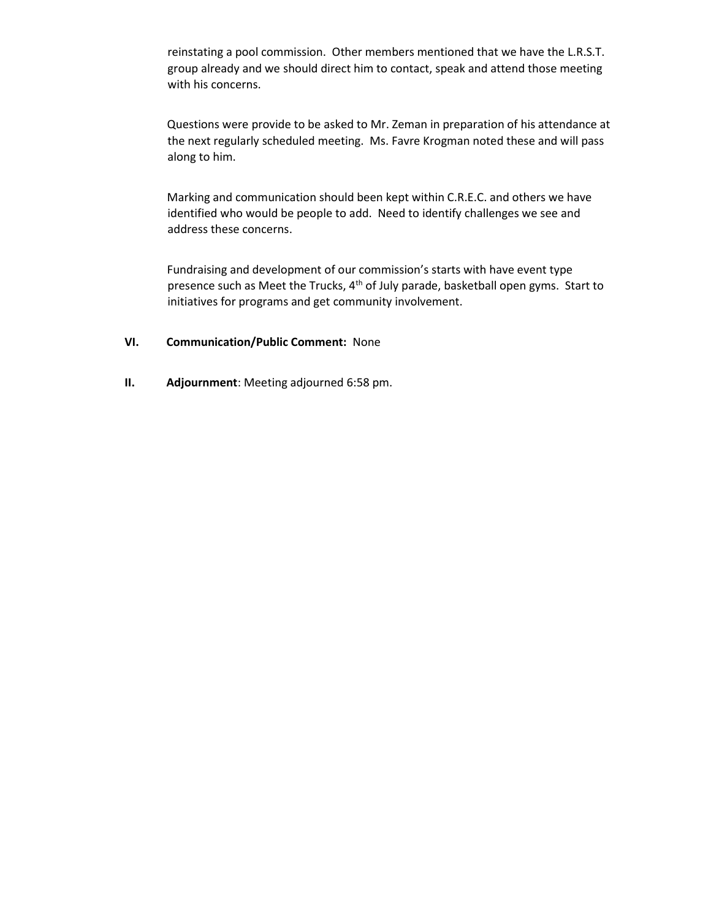reinstating a pool commission. Other members mentioned that we have the L.R.S.T. group already and we should direct him to contact, speak and attend those meeting with his concerns.

Questions were provide to be asked to Mr. Zeman in preparation of his attendance at the next regularly scheduled meeting. Ms. Favre Krogman noted these and will pass along to him.

Marking and communication should been kept within C.R.E.C. and others we have identified who would be people to add. Need to identify challenges we see and address these concerns.

Fundraising and development of our commission's starts with have event type presence such as Meet the Trucks, 4th of July parade, basketball open gyms. Start to initiatives for programs and get community involvement.

**VI. Communication/Public Comment:** None

**II. Adjournment**: Meeting adjourned 6:58 pm.